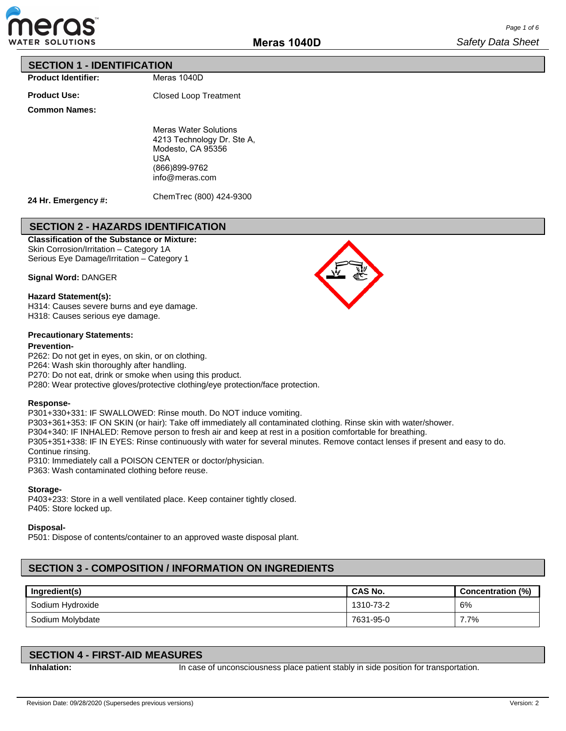# Meras 1040D

*Safety Data Sheet*

## SECTION 1 - IDENTIFICATION

**Product Identifier:** Meras 1040D

**Product Use:** Closed Loop Treatment

**Common Names:**

Meras Water Solutions
4213 Technology Dr. Ste A,
Modesto, CA 95356
USA
(866)899-9762
info@meras.com

**24 Hr. Emergency #:** ChemTrec (800) 424-9300

## SECTION 2 - HAZARDS IDENTIFICATION

**Classification of the Substance or Mixture:**
Skin Corrosion/Irritation – Category 1A
Serious Eye Damage/Irritation – Category 1

**Signal Word:** DANGER

**Hazard Statement(s):**
H314: Causes severe burns and eye damage.
H318: Causes serious eye damage.

**Precautionary Statements:**

**Prevention-**
P262: Do not get in eyes, on skin, or on clothing.
P264: Wash skin thoroughly after handling.
P270: Do not eat, drink or smoke when using this product.
P280: Wear protective gloves/protective clothing/eye protection/face protection.

**Response-**
P301+330+331: IF SWALLOWED: Rinse mouth. Do NOT induce vomiting.
P303+361+353: IF ON SKIN (or hair): Take off immediately all contaminated clothing. Rinse skin with water/shower.
P304+340: IF INHALED: Remove person to fresh air and keep at rest in a position comfortable for breathing.
P305+351+338: IF IN EYES: Rinse continuously with water for several minutes. Remove contact lenses if present and easy to do. Continue rinsing.
P310: Immediately call a POISON CENTER or doctor/physician.
P363: Wash contaminated clothing before reuse.

**Storage-**
P403+233: Store in a well ventilated place. Keep container tightly closed.
P405: Store locked up.

**Disposal-**
P501: Dispose of contents/container to an approved waste disposal plant.

## SECTION 3 - COMPOSITION / INFORMATION ON INGREDIENTS

| Ingredient(s) | CAS No. | Concentration (%) |
|---|---|---|
| Sodium Hydroxide | 1310-73-2 | 6% |
| Sodium Molybdate | 7631-95-0 | 7.7% |

## SECTION 4 - FIRST-AID MEASURES

**Inhalation:** In case of unconsciousness place patient stably in side position for transportation.

Revision Date: 09/28/2020 (Supersedes previous versions) Version: 2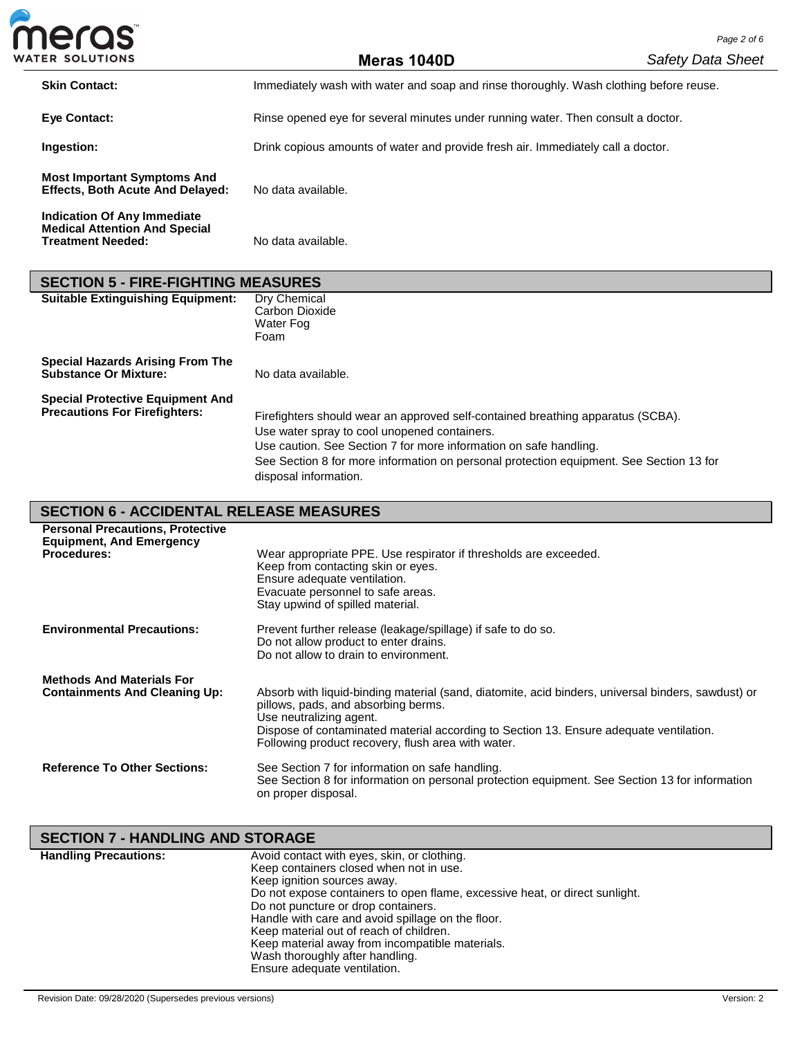**Skin Contact:** Immediately wash with water and soap and rinse thoroughly. Wash clothing before reuse.

**Eye Contact:** Rinse opened eye for several minutes under running water. Then consult a doctor.

**Ingestion:** Drink copious amounts of water and provide fresh air. Immediately call a doctor.

**Most Important Symptoms And Effects, Both Acute And Delayed:** No data available.

**Indication Of Any Immediate Medical Attention And Special Treatment Needed:** No data available.

## SECTION 5 - FIRE-FIGHTING MEASURES

**Suitable Extinguishing Equipment:**
Dry Chemical
Carbon Dioxide
Water Fog
Foam

**Special Hazards Arising From The Substance Or Mixture:** No data available.

**Special Protective Equipment And Precautions For Firefighters:**
Firefighters should wear an approved self-contained breathing apparatus (SCBA).
Use water spray to cool unopened containers.
Use caution. See Section 7 for more information on safe handling.
See Section 8 for more information on personal protection equipment. See Section 13 for disposal information.

## SECTION 6 - ACCIDENTAL RELEASE MEASURES

**Personal Precautions, Protective Equipment, And Emergency Procedures:**
Wear appropriate PPE. Use respirator if thresholds are exceeded.
Keep from contacting skin or eyes.
Ensure adequate ventilation.
Evacuate personnel to safe areas.
Stay upwind of spilled material.

**Environmental Precautions:**
Prevent further release (leakage/spillage) if safe to do so.
Do not allow product to enter drains.
Do not allow to drain to environment.

**Methods And Materials For Containments And Cleaning Up:**
Absorb with liquid-binding material (sand, diatomite, acid binders, universal binders, sawdust) or pillows, pads, and absorbing berms.
Use neutralizing agent.
Dispose of contaminated material according to Section 13. Ensure adequate ventilation.
Following product recovery, flush area with water.

**Reference To Other Sections:**
See Section 7 for information on safe handling.
See Section 8 for information on personal protection equipment. See Section 13 for information on proper disposal.

## SECTION 7 - HANDLING AND STORAGE

**Handling Precautions:**
Avoid contact with eyes, skin, or clothing.
Keep containers closed when not in use.
Keep ignition sources away.
Do not expose containers to open flame, excessive heat, or direct sunlight.
Do not puncture or drop containers.
Handle with care and avoid spillage on the floor.
Keep material out of reach of children.
Keep material away from incompatible materials.
Wash thoroughly after handling.
Ensure adequate ventilation.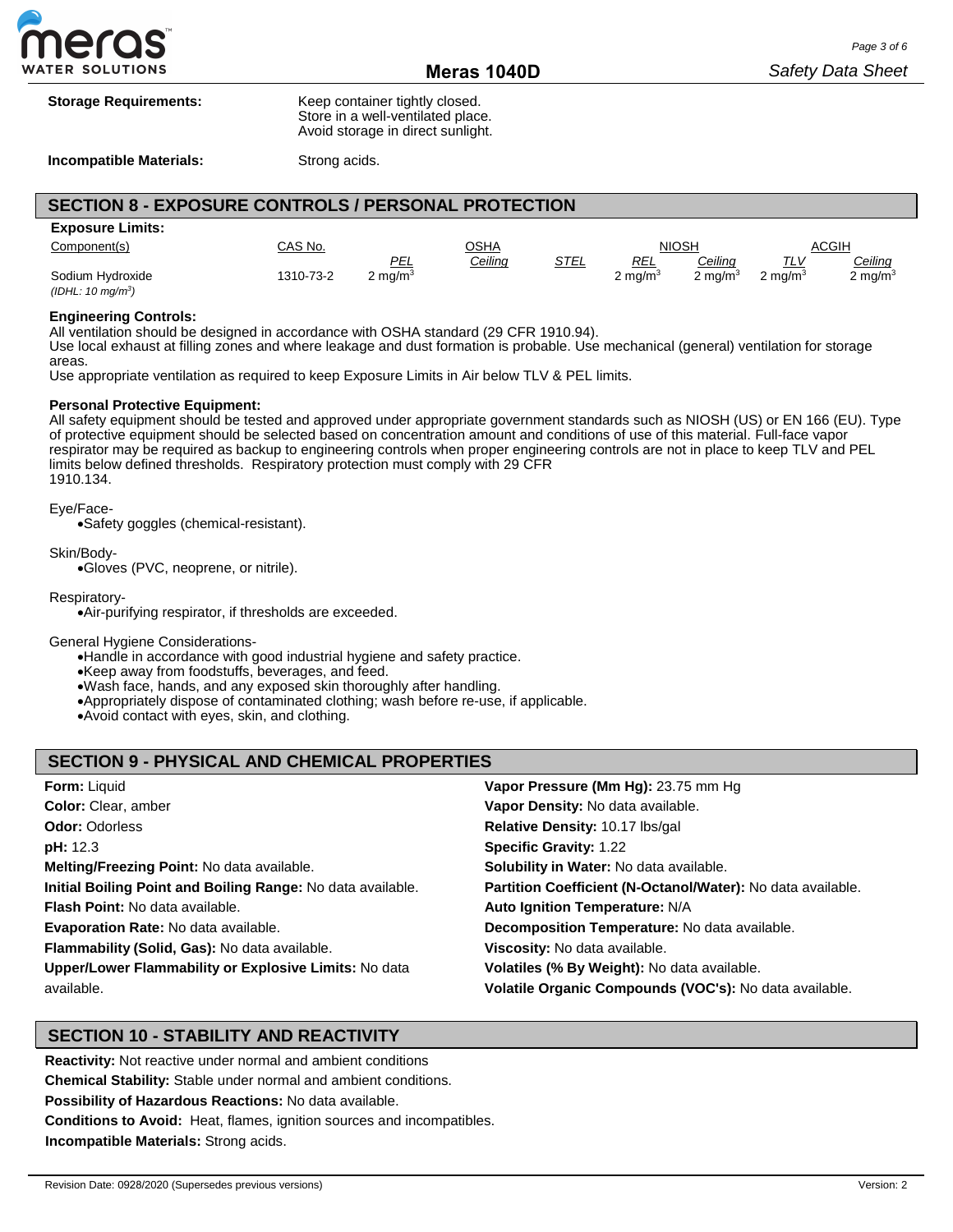**Storage Requirements:** Keep container tightly closed.
Store in a well-ventilated place.
Avoid storage in direct sunlight.

**Incompatible Materials:** Strong acids.

## SECTION 8 - EXPOSURE CONTROLS / PERSONAL PROTECTION

**Exposure Limits:**

| Component(s) | CAS No. | OSHA | | | NIOSH | | ACGIH | |
|---|---|---|---|---|---|---|---|---|
| | | PEL | Ceiling | STEL | REL | Ceiling | TLV | Ceiling |
| Sodium Hydroxide *(IDHL: 10 mg/m$^3$)* | 1310-73-2 | 2 mg/m$^3$ | | | 2 mg/m$^3$ | 2 mg/m$^3$ | 2 mg/m$^3$ | 2 mg/m$^3$ |

**Engineering Controls:**
All ventilation should be designed in accordance with OSHA standard (29 CFR 1910.94).
Use local exhaust at filling zones and where leakage and dust formation is probable. Use mechanical (general) ventilation for storage areas.
Use appropriate ventilation as required to keep Exposure Limits in Air below TLV & PEL limits.

**Personal Protective Equipment:**
All safety equipment should be tested and approved under appropriate government standards such as NIOSH (US) or EN 166 (EU). Type of protective equipment should be selected based on concentration amount and conditions of use of this material. Full-face vapor respirator may be required as backup to engineering controls when proper engineering controls are not in place to keep TLV and PEL limits below defined thresholds. Respiratory protection must comply with 29 CFR 1910.134.

Eye/Face-
- Safety goggles (chemical-resistant).

Skin/Body-
- Gloves (PVC, neoprene, or nitrile).

Respiratory-
- Air-purifying respirator, if thresholds are exceeded.

General Hygiene Considerations-
- Handle in accordance with good industrial hygiene and safety practice.
- Keep away from foodstuffs, beverages, and feed.
- Wash face, hands, and any exposed skin thoroughly after handling.
- Appropriately dispose of contaminated clothing; wash before re-use, if applicable.
- Avoid contact with eyes, skin, and clothing.

## SECTION 9 - PHYSICAL AND CHEMICAL PROPERTIES

**Form:** Liquid
**Color:** Clear, amber
**Odor:** Odorless
**pH:** 12.3
**Melting/Freezing Point:** No data available.
**Initial Boiling Point and Boiling Range:** No data available.
**Flash Point:** No data available.
**Evaporation Rate:** No data available.
**Flammability (Solid, Gas):** No data available.
**Upper/Lower Flammability or Explosive Limits:** No data available.
**Vapor Pressure (Mm Hg):** 23.75 mm Hg
**Vapor Density:** No data available.
**Relative Density:** 10.17 lbs/gal
**Specific Gravity:** 1.22
**Solubility in Water:** No data available.
**Partition Coefficient (N-Octanol/Water):** No data available.
**Auto Ignition Temperature:** N/A
**Decomposition Temperature:** No data available.
**Viscosity:** No data available.
**Volatiles (% By Weight):** No data available.
**Volatile Organic Compounds (VOC's):** No data available.

## SECTION 10 - STABILITY AND REACTIVITY

**Reactivity:** Not reactive under normal and ambient conditions
**Chemical Stability:** Stable under normal and ambient conditions.
**Possibility of Hazardous Reactions:** No data available.
**Conditions to Avoid:** Heat, flames, ignition sources and incompatibles.
**Incompatible Materials:** Strong acids.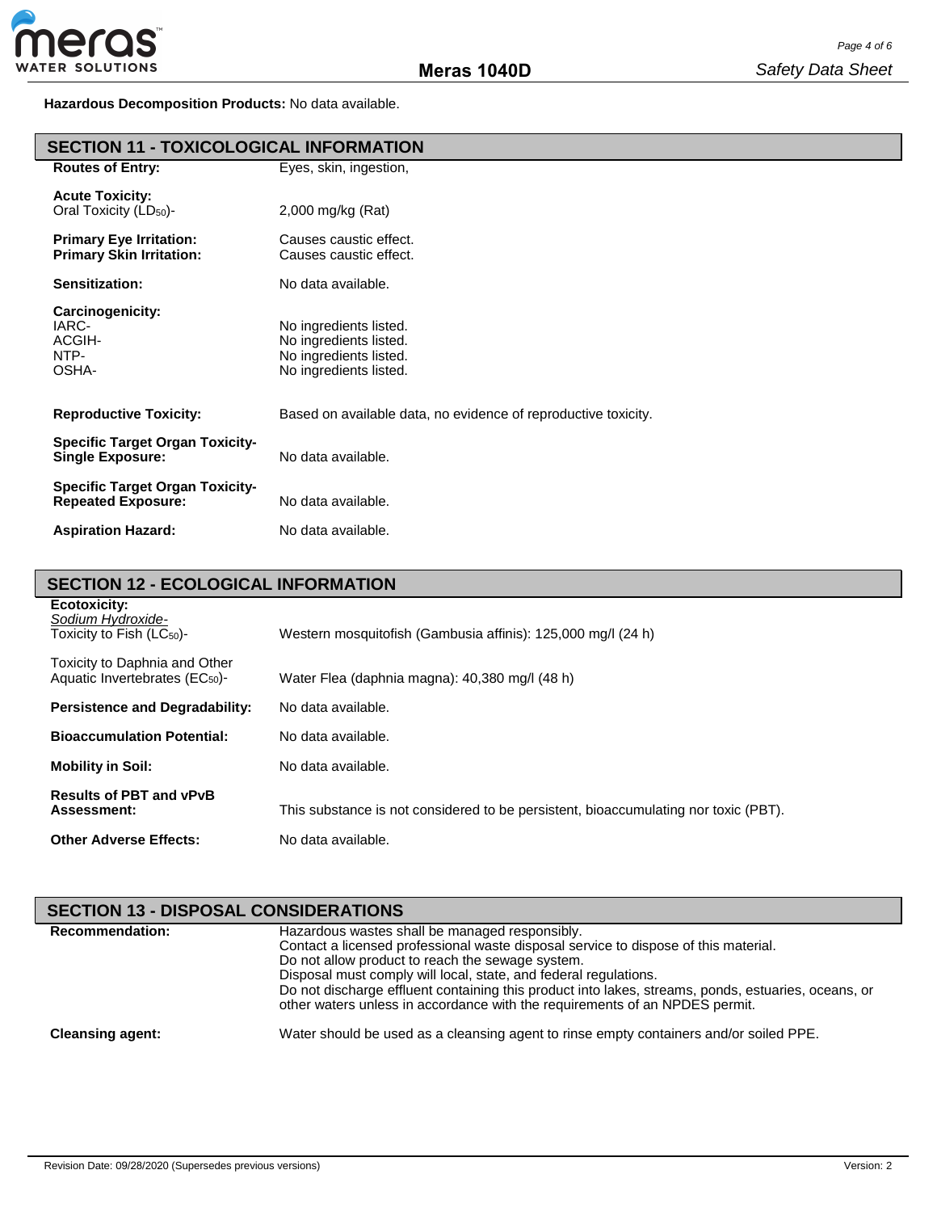**Hazardous Decomposition Products:** No data available.

## SECTION 11 - TOXICOLOGICAL INFORMATION

**Routes of Entry:** Eyes, skin, ingestion,

**Acute Toxicity:**
Oral Toxicity ($LD_{50}$)- 2,000 mg/kg (Rat)

**Primary Eye Irritation:** Causes caustic effect.
**Primary Skin Irritation:** Causes caustic effect.

**Sensitization:** No data available.

**Carcinogenicity:**
IARC- No ingredients listed.
ACGIH- No ingredients listed.
NTP- No ingredients listed.
OSHA- No ingredients listed.

**Reproductive Toxicity:** Based on available data, no evidence of reproductive toxicity.

**Specific Target Organ Toxicity- Single Exposure:** No data available.

**Specific Target Organ Toxicity- Repeated Exposure:** No data available.

**Aspiration Hazard:** No data available.

## SECTION 12 - ECOLOGICAL INFORMATION

**Ecotoxicity:**
*Sodium Hydroxide-*
Toxicity to Fish ($LC_{50}$)- Western mosquitofish (Gambusia affinis): 125,000 mg/l (24 h)

Toxicity to Daphnia and Other Aquatic Invertebrates ($EC_{50}$)- Water Flea (daphnia magna): 40,380 mg/l (48 h)

**Persistence and Degradability:** No data available.

**Bioaccumulation Potential:** No data available.

**Mobility in Soil:** No data available.

**Results of PBT and vPvB Assessment:** This substance is not considered to be persistent, bioaccumulating nor toxic (PBT).

**Other Adverse Effects:** No data available.

## SECTION 13 - DISPOSAL CONSIDERATIONS

**Recommendation:** Hazardous wastes shall be managed responsibly.
Contact a licensed professional waste disposal service to dispose of this material.
Do not allow product to reach the sewage system.
Disposal must comply will local, state, and federal regulations.
Do not discharge effluent containing this product into lakes, streams, ponds, estuaries, oceans, or other waters unless in accordance with the requirements of an NPDES permit.

**Cleansing agent:** Water should be used as a cleansing agent to rinse empty containers and/or soiled PPE.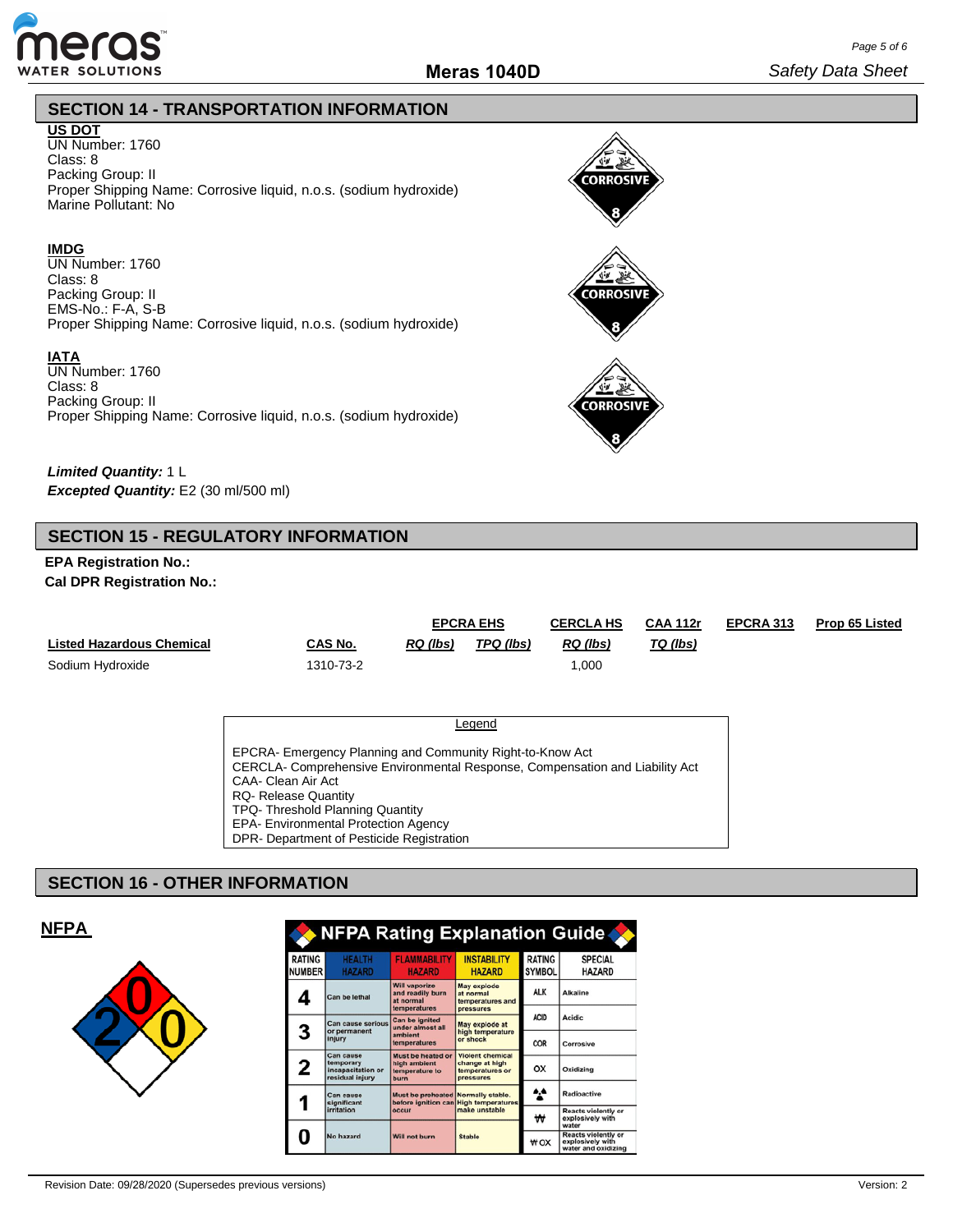## SECTION 14 - TRANSPORTATION INFORMATION

**US DOT**
UN Number: 1760
Class: 8
Packing Group: II
Proper Shipping Name: Corrosive liquid, n.o.s. (sodium hydroxide)
Marine Pollutant: No

**IMDG**
UN Number: 1760
Class: 8
Packing Group: II
EMS-No.: F-A, S-B
Proper Shipping Name: Corrosive liquid, n.o.s. (sodium hydroxide)

**IATA**
UN Number: 1760
Class: 8
Packing Group: II
Proper Shipping Name: Corrosive liquid, n.o.s. (sodium hydroxide)

***Limited Quantity:*** 1 L
***Excepted Quantity:*** E2 (30 ml/500 ml)

## SECTION 15 - REGULATORY INFORMATION

**EPA Registration No.:**
**Cal DPR Registration No.:**

| | | EPCRA EHS | | CERCLA HS | CAA 112r | EPCRA 313 | Prop 65 Listed |
|---|---|---|---|---|---|---|---|
| **Listed Hazardous Chemical** | **CAS No.** | ***RQ (lbs)*** | ***TPQ (lbs)*** | ***RQ (lbs)*** | ***TQ (lbs)*** | | |
| Sodium Hydroxide | 1310-73-2 | | | 1,000 | | | |

Legend

EPCRA- Emergency Planning and Community Right-to-Know Act
CERCLA- Comprehensive Environmental Response, Compensation and Liability Act
CAA- Clean Air Act
RQ- Release Quantity
TPQ- Threshold Planning Quantity
EPA- Environmental Protection Agency
DPR- Department of Pesticide Registration

## SECTION 16 - OTHER INFORMATION

**NFPA**

Health: 2, Flammability: 0, Instability: 0

**NFPA Rating Explanation Guide**

| RATING NUMBER | HEALTH HAZARD | FLAMMABILITY HAZARD | INSTABILITY HAZARD | RATING SYMBOL | SPECIAL HAZARD |
|---|---|---|---|---|---|
| 4 | Can be lethal | Will vaporize and readily burn at normal temperatures | May explode at normal temperatures and pressures | ALK | Alkaline |
| | | | | ACID | Acidic |
| 3 | Can cause serious or permanent injury | Can be ignited under almost all ambient temperatures | May explode at high temperature or shock | COR | Corrosive |
| 2 | Can cause temporary incapacitation or residual injury | Must be heated or high ambient temperature to burn | Violent chemical change at high temperatures or pressures | OX | Oxidizing |
| 1 | Can cause significant irritation | Must be preheated before ignition can occur | Normally stable. High temperatures make unstable | | Radioactive |
| | | | | W | Reacts violently or explosively with water |
| 0 | No hazard | Will not burn | Stable | W OX | Reacts violently or explosively with water and oxidizing |

Revision Date: 09/28/2020 (Supersedes previous versions)

Version: 2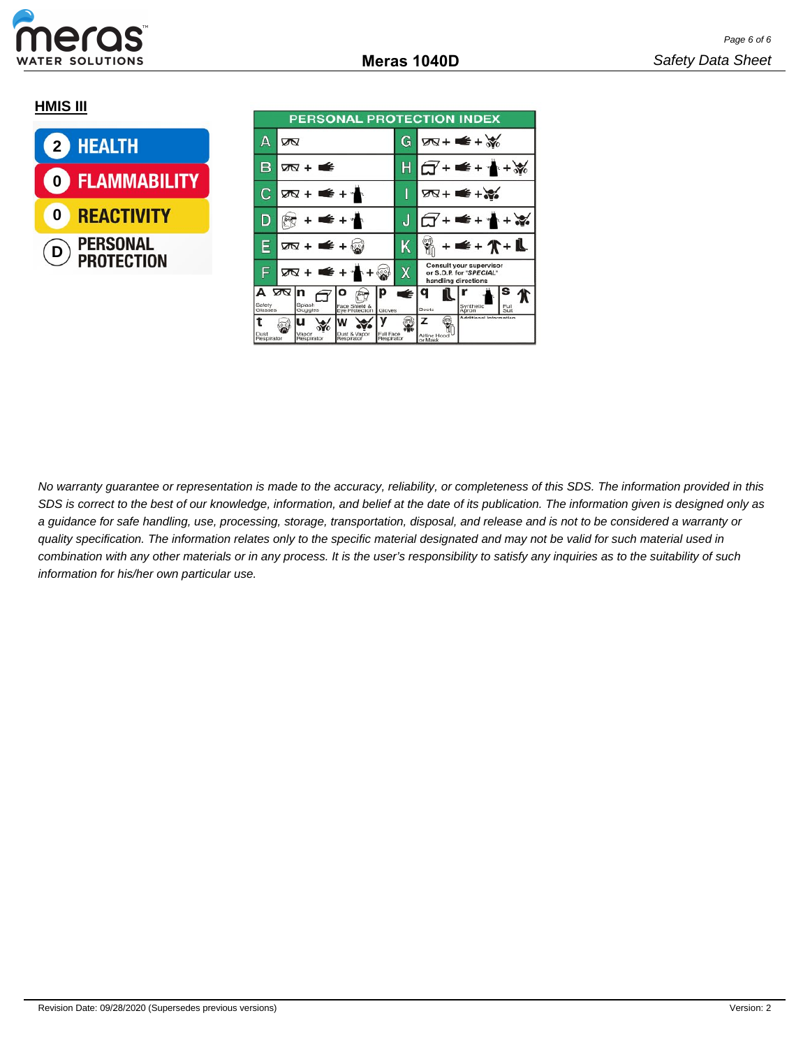## HMIS III

| | |
|---|---|
| 2 | HEALTH |
| 0 | FLAMMABILITY |
| 0 | REACTIVITY |
| D | PERSONAL PROTECTION |

PERSONAL PROTECTION INDEX

| | | | |
|---|---|---|---|
| A | Safety Glasses | G | Safety Glasses + Gloves + Dust & Vapor Respirator |
| B | Safety Glasses + Gloves | H | Splash Goggles + Gloves + Synthetic Apron + Dust & Vapor Respirator |
| C | Safety Glasses + Gloves + Synthetic Apron | I | Safety Glasses + Gloves + Dust & Vapor Respirator |
| D | Face Shield & Eye Protection + Gloves + Synthetic Apron | J | Splash Goggles + Gloves + Synthetic Apron + Dust & Vapor Respirator |
| E | Safety Glasses + Gloves + Dust Respirator | K | Airline Hood or Mask + Gloves + Full Suit + Boots |
| F | Safety Glasses + Gloves + Synthetic Apron + Dust Respirator | X | Consult your supervisor or S.O.P. for "SPECIAL" handling directions |

| | | | | | | |
|---|---|---|---|---|---|---|
| a Safety Glasses | n Splash Goggles | o Face Shield & Eye Protection | p Gloves | q Boots | r Synthetic Apron | s Full Suit |
| t Dust Respirator | u Vapor Respirator | w Dust & Vapor Respirator | y Full Face Respirator | z Airline Hood or Mask | Additional information | |

*No warranty guarantee or representation is made to the accuracy, reliability, or completeness of this SDS. The information provided in this SDS is correct to the best of our knowledge, information, and belief at the date of its publication. The information given is designed only as a guidance for safe handling, use, processing, storage, transportation, disposal, and release and is not to be considered a warranty or quality specification. The information relates only to the specific material designated and may not be valid for such material used in combination with any other materials or in any process. It is the user's responsibility to satisfy any inquiries as to the suitability of such information for his/her own particular use.*